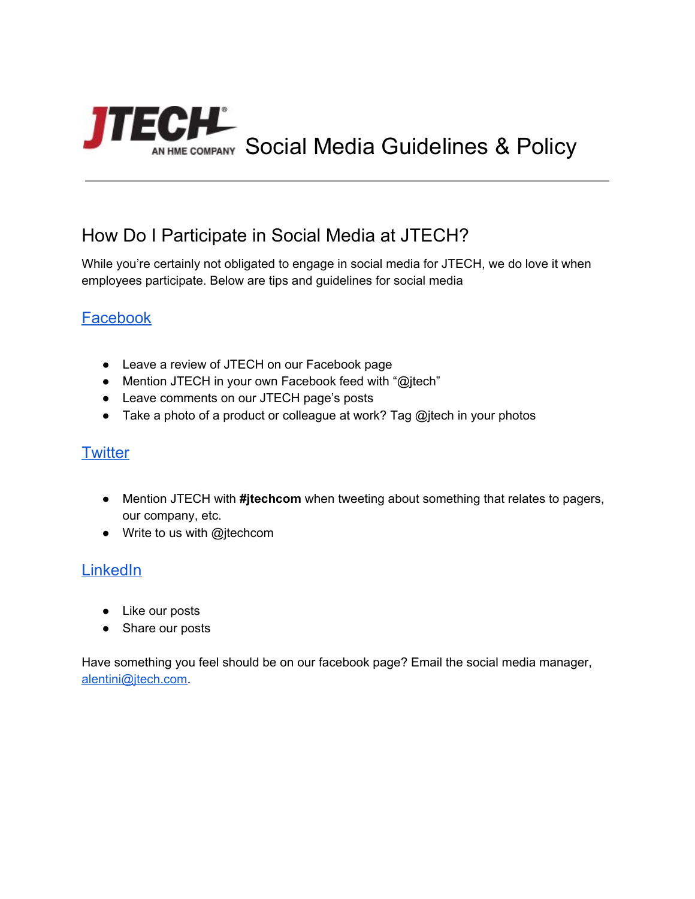# JTECH AN HME COMPANY Social Media Guidelines & Policy

---

## How Do I Participate in Social Media at JTECH?

While you're certainly not obligated to engage in social media for JTECH, we do love it when employees participate. Below are tips and guidelines for social media

### Facebook

- Leave a review of JTECH on our Facebook page
- Mention JTECH in your own Facebook feed with "@jtech"
- Leave comments on our JTECH page's posts
- Take a photo of a product or colleague at work? Tag @jtech in your photos

### Twitter

- Mention JTECH with **#jtechcom** when tweeting about something that relates to pagers, our company, etc.
- Write to us with @jtechcom

### LinkedIn

- Like our posts
- Share our posts

Have something you feel should be on our facebook page? Email the social media manager, alentini@jtech.com.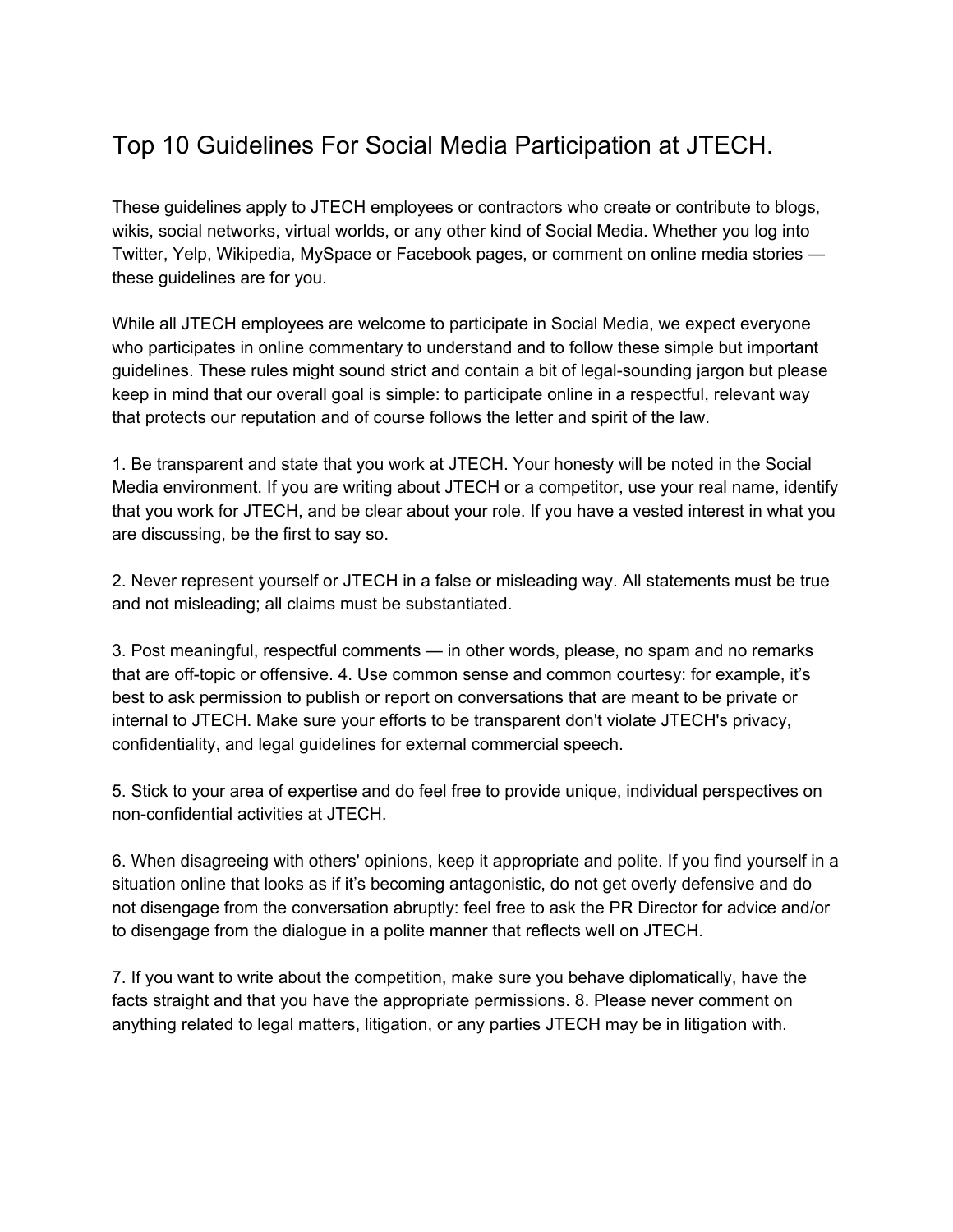# Top 10 Guidelines For Social Media Participation at JTECH.

These guidelines apply to JTECH employees or contractors who create or contribute to blogs, wikis, social networks, virtual worlds, or any other kind of Social Media. Whether you log into Twitter, Yelp, Wikipedia, MySpace or Facebook pages, or comment on online media stories — these guidelines are for you.

While all JTECH employees are welcome to participate in Social Media, we expect everyone who participates in online commentary to understand and to follow these simple but important guidelines. These rules might sound strict and contain a bit of legal-sounding jargon but please keep in mind that our overall goal is simple: to participate online in a respectful, relevant way that protects our reputation and of course follows the letter and spirit of the law.

1. Be transparent and state that you work at JTECH. Your honesty will be noted in the Social Media environment. If you are writing about JTECH or a competitor, use your real name, identify that you work for JTECH, and be clear about your role. If you have a vested interest in what you are discussing, be the first to say so.

2. Never represent yourself or JTECH in a false or misleading way. All statements must be true and not misleading; all claims must be substantiated.

3. Post meaningful, respectful comments — in other words, please, no spam and no remarks that are off-topic or offensive. 4. Use common sense and common courtesy: for example, it's best to ask permission to publish or report on conversations that are meant to be private or internal to JTECH. Make sure your efforts to be transparent don't violate JTECH's privacy, confidentiality, and legal guidelines for external commercial speech.

5. Stick to your area of expertise and do feel free to provide unique, individual perspectives on non-confidential activities at JTECH.

6. When disagreeing with others' opinions, keep it appropriate and polite. If you find yourself in a situation online that looks as if it's becoming antagonistic, do not get overly defensive and do not disengage from the conversation abruptly: feel free to ask the PR Director for advice and/or to disengage from the dialogue in a polite manner that reflects well on JTECH.

7. If you want to write about the competition, make sure you behave diplomatically, have the facts straight and that you have the appropriate permissions. 8. Please never comment on anything related to legal matters, litigation, or any parties JTECH may be in litigation with.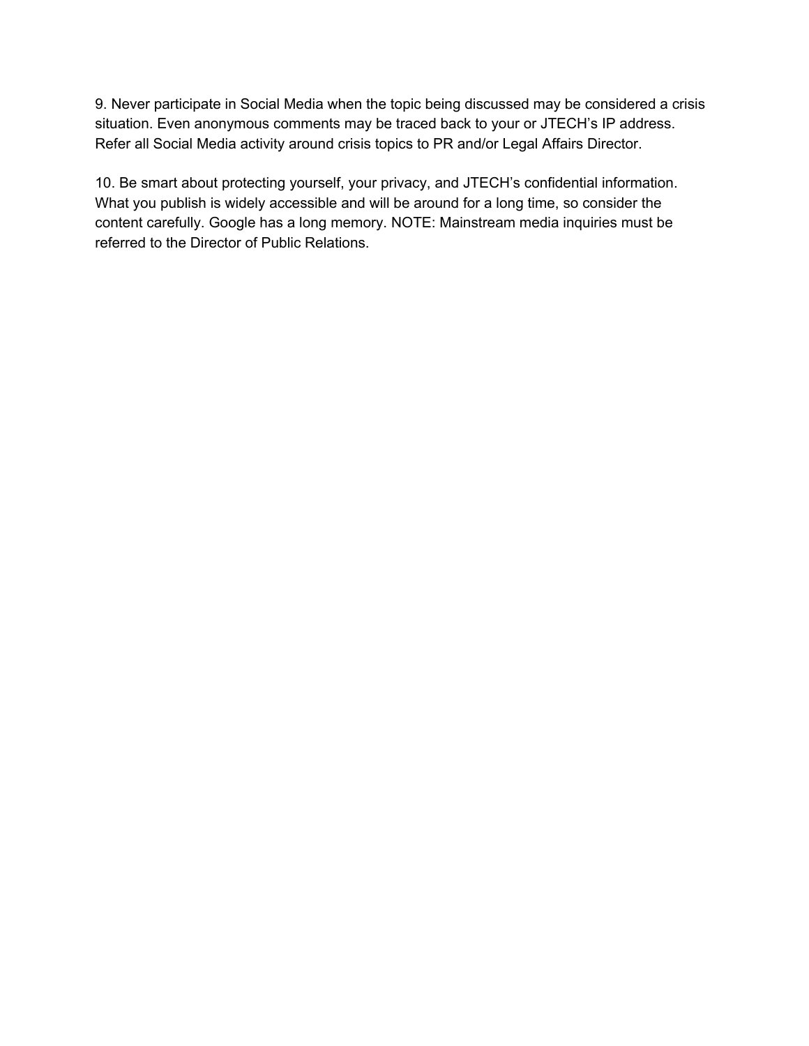9. Never participate in Social Media when the topic being discussed may be considered a crisis situation. Even anonymous comments may be traced back to your or JTECH's IP address. Refer all Social Media activity around crisis topics to PR and/or Legal Affairs Director.

10. Be smart about protecting yourself, your privacy, and JTECH's confidential information. What you publish is widely accessible and will be around for a long time, so consider the content carefully. Google has a long memory. NOTE: Mainstream media inquiries must be referred to the Director of Public Relations.